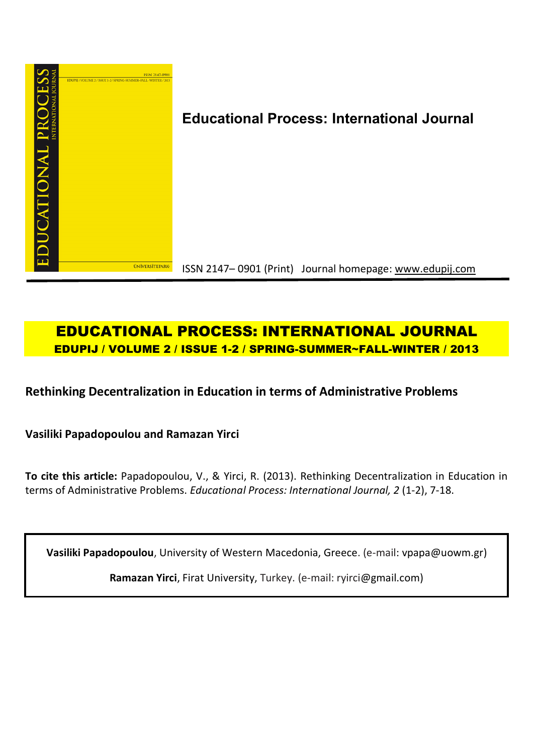**Educational Process: International Journal**

ISSN 2147– 0901 (Print) Journal homepage: www.edupij.com

## EDUCATIONAL PROCESS: INTERNATIONAL JOURNAL

**EDUPIJ / VOLUME 2 / ISSUE 1-2 / SPRING-SUMMER~FALL-WINTER / 2013**

# Rethinking Decentralization in Education in terms of Administrative Problems

**Vasiliki Papadopoulou and Ramazan Yirci**

**To cite this article:** Papadopoulou, V., & Yirci, R. (2013). Rethinking Decentralization in Education in terms of Administrative Problems. *Educational Process: International Journal, 2* (1-2), 7-18.

**Vasiliki Papadopoulou**, University of Western Macedonia, Greece. (e-mail: vpapa@uowm.gr)

**Ramazan Yirci**, Firat University, Turkey. (e-mail: ryirci@gmail.com)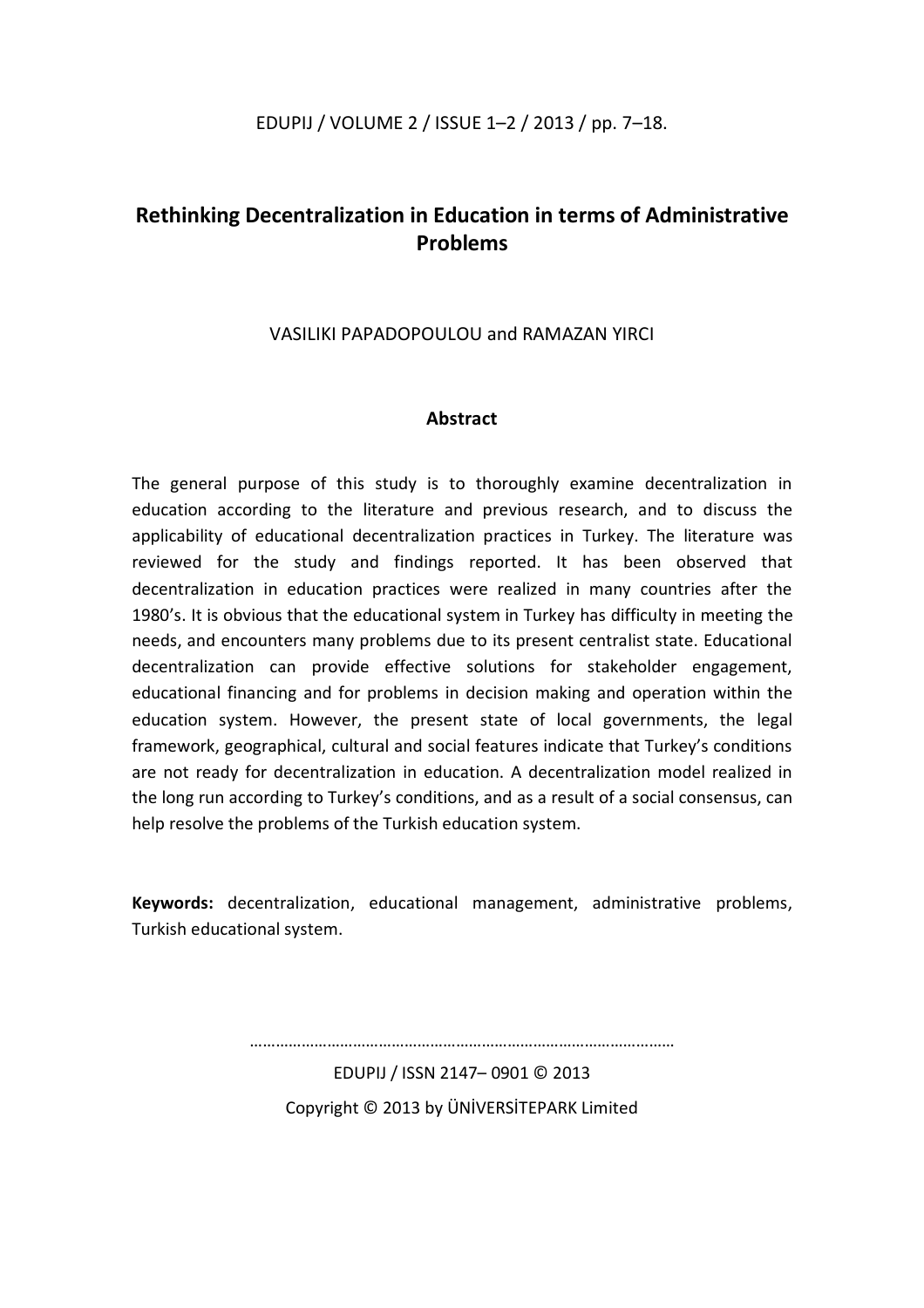# Rethinking Decentralization in Education in terms of Administrative Problems

VASILIKI PAPADOPOULOU and RAMAZAN YIRCI

## Abstract

The general purpose of this study is to thoroughly examine decentralization in education according to the literature and previous research, and to discuss the applicability of educational decentralization practices in Turkey. The literature was reviewed for the study and findings reported. It has been observed that decentralization in education practices were realized in many countries after the 1980's. It is obvious that the educational system in Turkey has difficulty in meeting the needs, and encounters many problems due to its present centralist state. Educational decentralization can provide effective solutions for stakeholder engagement, educational financing and for problems in decision making and operation within the education system. However, the present state of local governments, the legal framework, geographical, cultural and social features indicate that Turkey's conditions are not ready for decentralization in education. A decentralization model realized in the long run according to Turkey's conditions, and as a result of a social consensus, can help resolve the problems of the Turkish education system.

**Keywords:** decentralization, educational management, administrative problems, Turkish educational system.

EDUPIJ / ISSN 2147– 0901 © 2013

Copyright © 2013 by ÜNİVERSİTEPARK Limited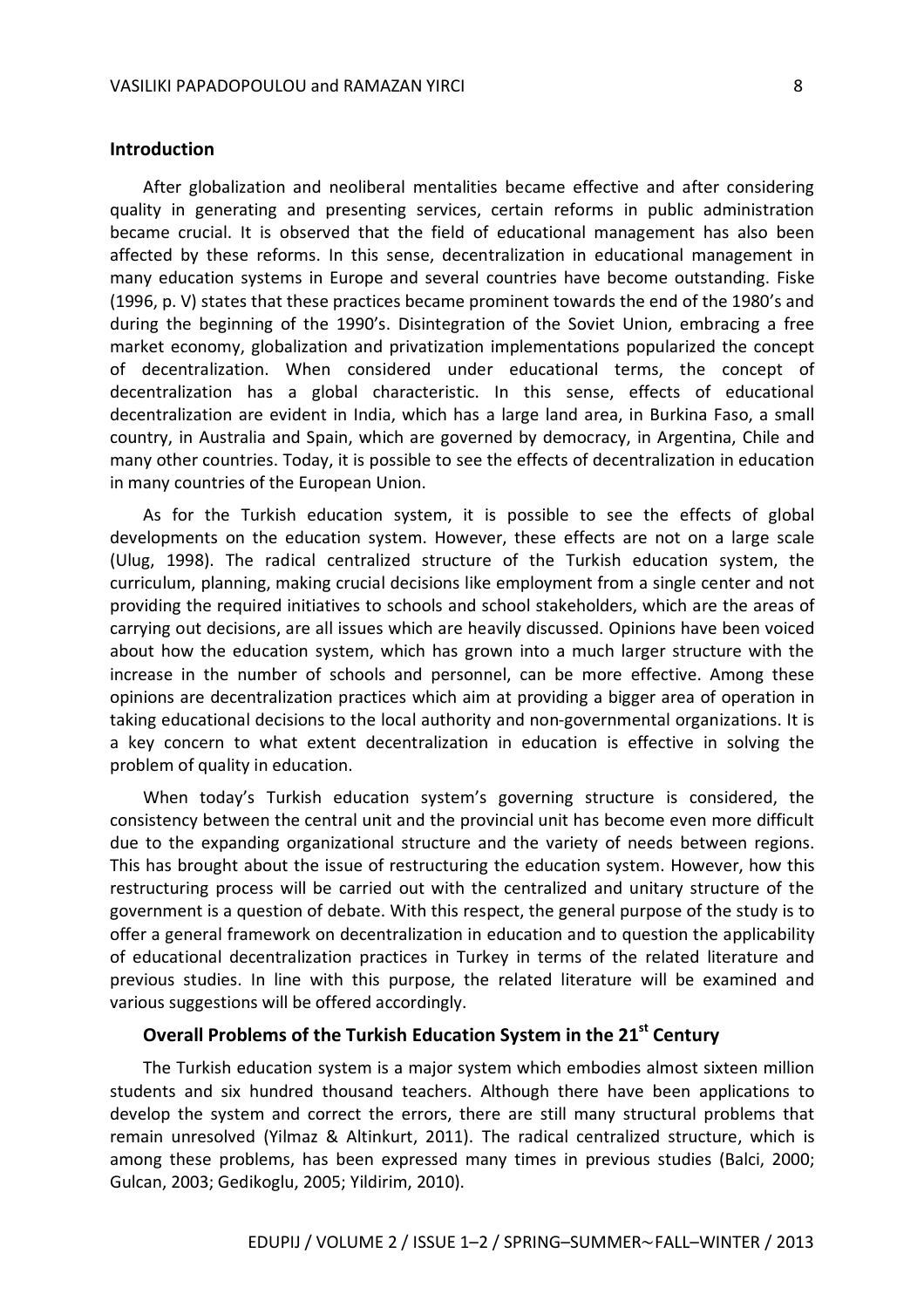## Introduction

After globalization and neoliberal mentalities became effective and after considering quality in generating and presenting services, certain reforms in public administration became crucial. It is observed that the field of educational management has also been affected by these reforms. In this sense, decentralization in educational management in many education systems in Europe and several countries have become outstanding. Fiske (1996, p. V) states that these practices became prominent towards the end of the 1980's and during the beginning of the 1990's. Disintegration of the Soviet Union, embracing a free market economy, globalization and privatization implementations popularized the concept of decentralization. When considered under educational terms, the concept of decentralization has a global characteristic. In this sense, effects of educational decentralization are evident in India, which has a large land area, in Burkina Faso, a small country, in Australia and Spain, which are governed by democracy, in Argentina, Chile and many other countries. Today, it is possible to see the effects of decentralization in education in many countries of the European Union.

As for the Turkish education system, it is possible to see the effects of global developments on the education system. However, these effects are not on a large scale (Ulug, 1998). The radical centralized structure of the Turkish education system, the curriculum, planning, making crucial decisions like employment from a single center and not providing the required initiatives to schools and school stakeholders, which are the areas of carrying out decisions, are all issues which are heavily discussed. Opinions have been voiced about how the education system, which has grown into a much larger structure with the increase in the number of schools and personnel, can be more effective. Among these opinions are decentralization practices which aim at providing a bigger area of operation in taking educational decisions to the local authority and non-governmental organizations. It is a key concern to what extent decentralization in education is effective in solving the problem of quality in education.

When today's Turkish education system's governing structure is considered, the consistency between the central unit and the provincial unit has become even more difficult due to the expanding organizational structure and the variety of needs between regions. This has brought about the issue of restructuring the education system. However, how this restructuring process will be carried out with the centralized and unitary structure of the government is a question of debate. With this respect, the general purpose of the study is to offer a general framework on decentralization in education and to question the applicability of educational decentralization practices in Turkey in terms of the related literature and previous studies. In line with this purpose, the related literature will be examined and various suggestions will be offered accordingly.

### Overall Problems of the Turkish Education System in the 21st Century

The Turkish education system is a major system which embodies almost sixteen million students and six hundred thousand teachers. Although there have been applications to develop the system and correct the errors, there are still many structural problems that remain unresolved (Yilmaz & Altinkurt, 2011). The radical centralized structure, which is among these problems, has been expressed many times in previous studies (Balci, 2000; Gulcan, 2003; Gedikoglu, 2005; Yildirim, 2010).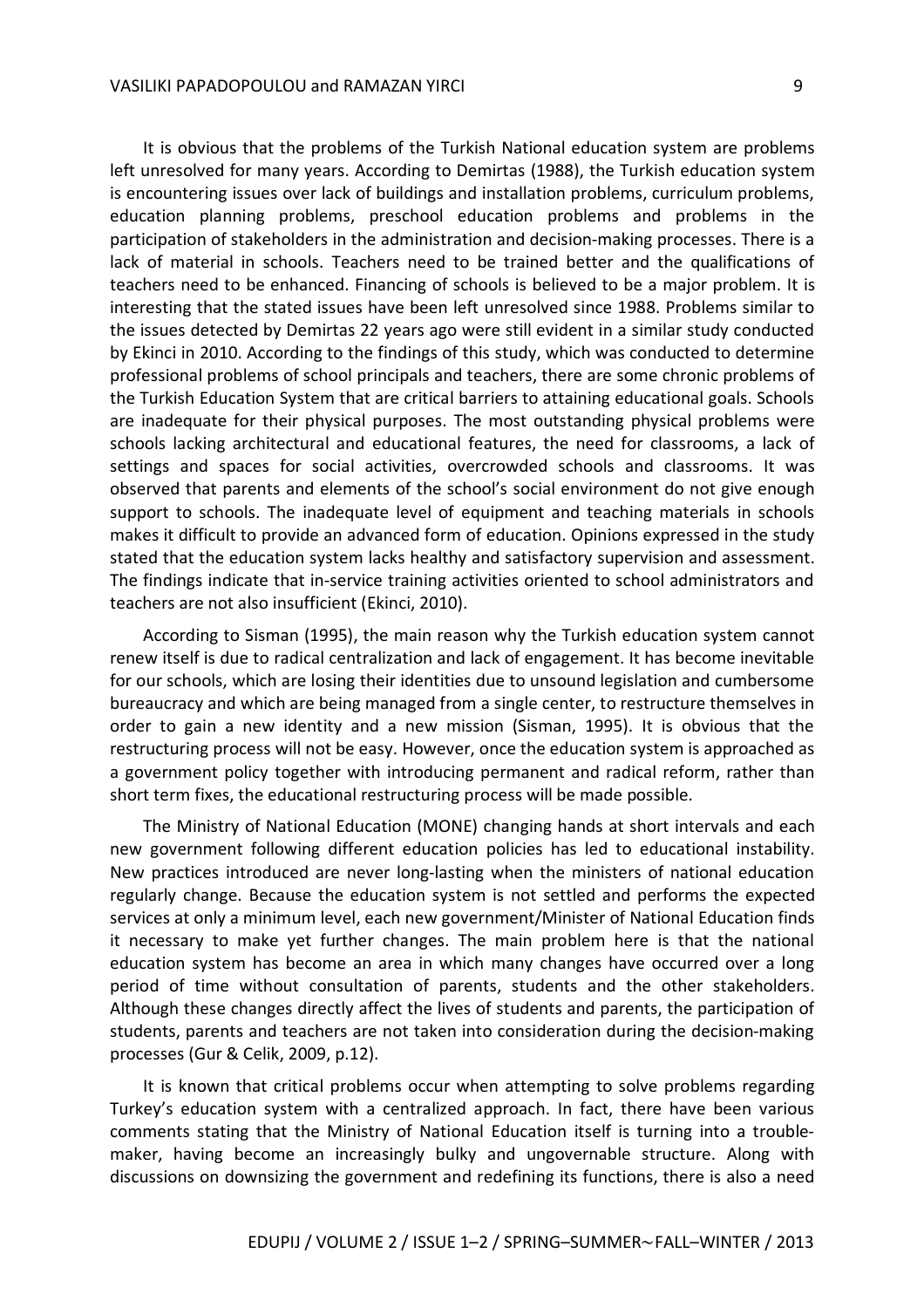It is obvious that the problems of the Turkish National education system are problems left unresolved for many years. According to Demirtas (1988), the Turkish education system is encountering issues over lack of buildings and installation problems, curriculum problems, education planning problems, preschool education problems and problems in the participation of stakeholders in the administration and decision-making processes. There is a lack of material in schools. Teachers need to be trained better and the qualifications of teachers need to be enhanced. Financing of schools is believed to be a major problem. It is interesting that the stated issues have been left unresolved since 1988. Problems similar to the issues detected by Demirtas 22 years ago were still evident in a similar study conducted by Ekinci in 2010. According to the findings of this study, which was conducted to determine professional problems of school principals and teachers, there are some chronic problems of the Turkish Education System that are critical barriers to attaining educational goals. Schools are inadequate for their physical purposes. The most outstanding physical problems were schools lacking architectural and educational features, the need for classrooms, a lack of settings and spaces for social activities, overcrowded schools and classrooms. It was observed that parents and elements of the school's social environment do not give enough support to schools. The inadequate level of equipment and teaching materials in schools makes it difficult to provide an advanced form of education. Opinions expressed in the study stated that the education system lacks healthy and satisfactory supervision and assessment. The findings indicate that in-service training activities oriented to school administrators and teachers are not also insufficient (Ekinci, 2010).

According to Sisman (1995), the main reason why the Turkish education system cannot renew itself is due to radical centralization and lack of engagement. It has become inevitable for our schools, which are losing their identities due to unsound legislation and cumbersome bureaucracy and which are being managed from a single center, to restructure themselves in order to gain a new identity and a new mission (Sisman, 1995). It is obvious that the restructuring process will not be easy. However, once the education system is approached as a government policy together with introducing permanent and radical reform, rather than short term fixes, the educational restructuring process will be made possible.

The Ministry of National Education (MONE) changing hands at short intervals and each new government following different education policies has led to educational instability. New practices introduced are never long-lasting when the ministers of national education regularly change. Because the education system is not settled and performs the expected services at only a minimum level, each new government/Minister of National Education finds it necessary to make yet further changes. The main problem here is that the national education system has become an area in which many changes have occurred over a long period of time without consultation of parents, students and the other stakeholders. Although these changes directly affect the lives of students and parents, the participation of students, parents and teachers are not taken into consideration during the decision-making processes (Gur & Celik, 2009, p.12).

It is known that critical problems occur when attempting to solve problems regarding Turkey's education system with a centralized approach. In fact, there have been various comments stating that the Ministry of National Education itself is turning into a trouble-maker, having become an increasingly bulky and ungovernable structure. Along with discussions on downsizing the government and redefining its functions, there is also a need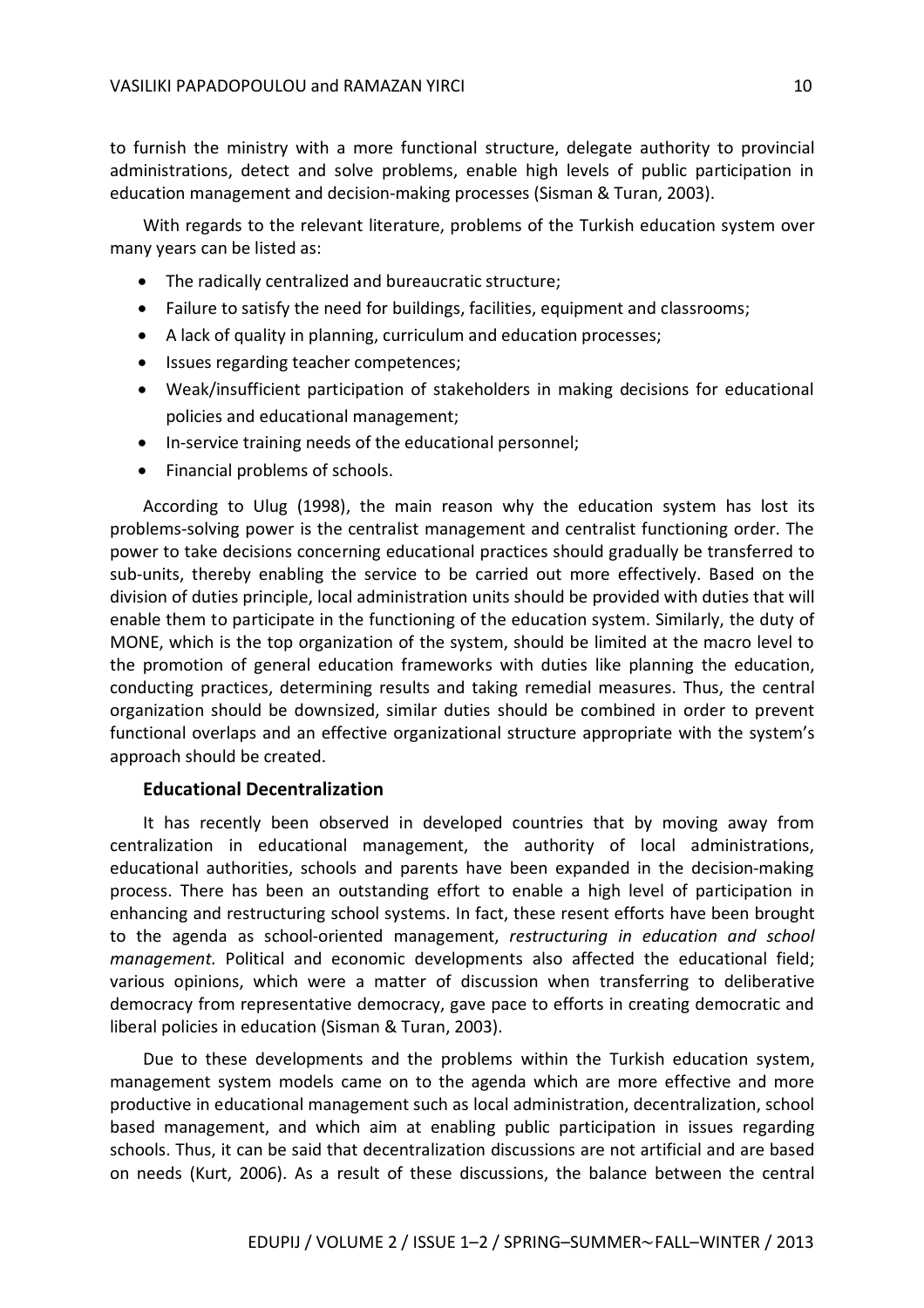to furnish the ministry with a more functional structure, delegate authority to provincial administrations, detect and solve problems, enable high levels of public participation in education management and decision-making processes (Sisman & Turan, 2003).

With regards to the relevant literature, problems of the Turkish education system over many years can be listed as:

- The radically centralized and bureaucratic structure;
- Failure to satisfy the need for buildings, facilities, equipment and classrooms;
- A lack of quality in planning, curriculum and education processes;
- Issues regarding teacher competences;
- Weak/insufficient participation of stakeholders in making decisions for educational policies and educational management;
- In-service training needs of the educational personnel;
- Financial problems of schools.

According to Ulug (1998), the main reason why the education system has lost its problems-solving power is the centralist management and centralist functioning order. The power to take decisions concerning educational practices should gradually be transferred to sub-units, thereby enabling the service to be carried out more effectively. Based on the division of duties principle, local administration units should be provided with duties that will enable them to participate in the functioning of the education system. Similarly, the duty of MONE, which is the top organization of the system, should be limited at the macro level to the promotion of general education frameworks with duties like planning the education, conducting practices, determining results and taking remedial measures. Thus, the central organization should be downsized, similar duties should be combined in order to prevent functional overlaps and an effective organizational structure appropriate with the system's approach should be created.

### Educational Decentralization

It has recently been observed in developed countries that by moving away from centralization in educational management, the authority of local administrations, educational authorities, schools and parents have been expanded in the decision-making process. There has been an outstanding effort to enable a high level of participation in enhancing and restructuring school systems. In fact, these resent efforts have been brought to the agenda as school-oriented management, *restructuring in education and school management.* Political and economic developments also affected the educational field; various opinions, which were a matter of discussion when transferring to deliberative democracy from representative democracy, gave pace to efforts in creating democratic and liberal policies in education (Sisman & Turan, 2003).

Due to these developments and the problems within the Turkish education system, management system models came on to the agenda which are more effective and more productive in educational management such as local administration, decentralization, school based management, and which aim at enabling public participation in issues regarding schools. Thus, it can be said that decentralization discussions are not artificial and are based on needs (Kurt, 2006). As a result of these discussions, the balance between the central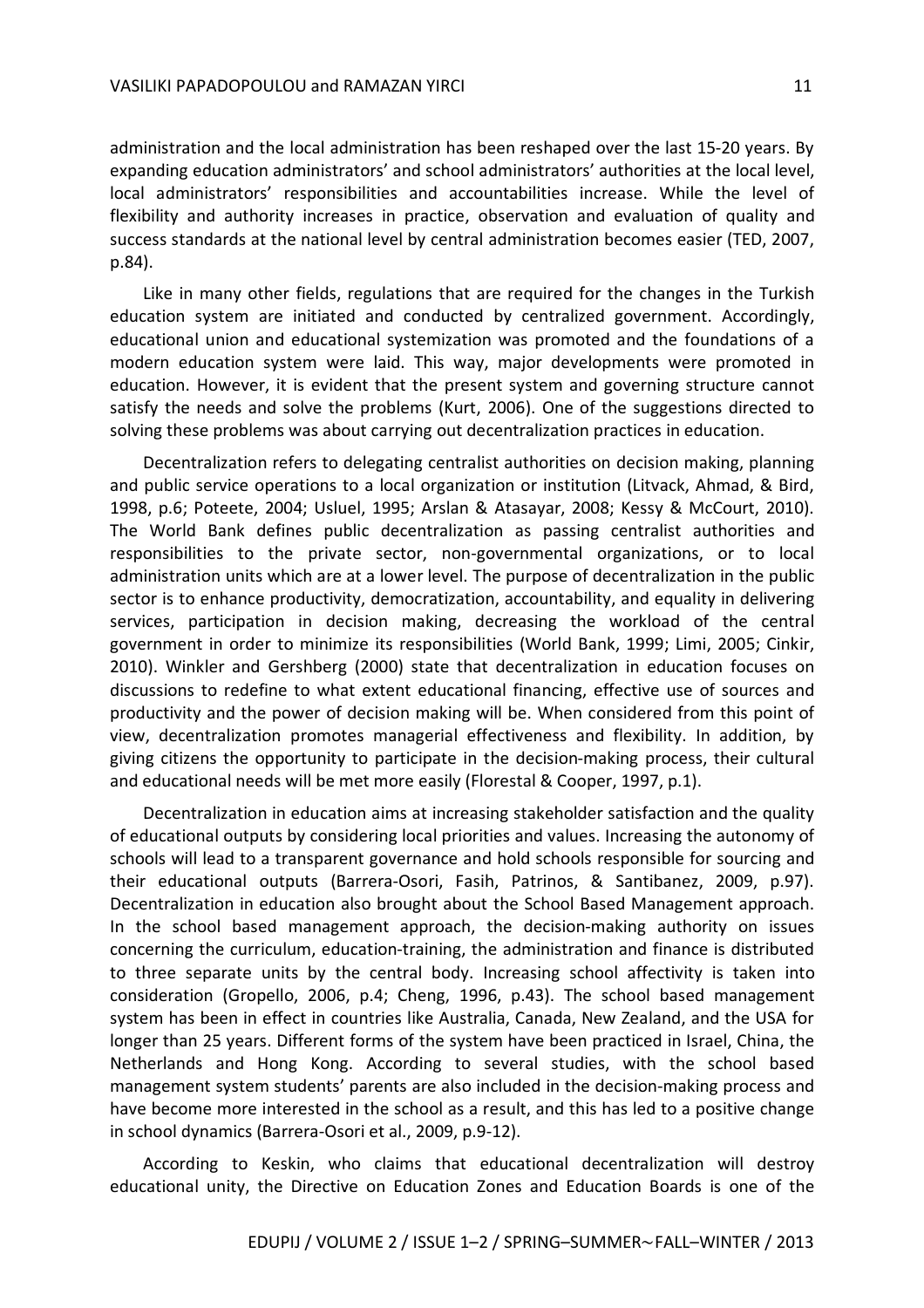administration and the local administration has been reshaped over the last 15-20 years. By expanding education administrators' and school administrators' authorities at the local level, local administrators' responsibilities and accountabilities increase. While the level of flexibility and authority increases in practice, observation and evaluation of quality and success standards at the national level by central administration becomes easier (TED, 2007, p.84).

Like in many other fields, regulations that are required for the changes in the Turkish education system are initiated and conducted by centralized government. Accordingly, educational union and educational systemization was promoted and the foundations of a modern education system were laid. This way, major developments were promoted in education. However, it is evident that the present system and governing structure cannot satisfy the needs and solve the problems (Kurt, 2006). One of the suggestions directed to solving these problems was about carrying out decentralization practices in education.

Decentralization refers to delegating centralist authorities on decision making, planning and public service operations to a local organization or institution (Litvack, Ahmad, & Bird, 1998, p.6; Poteete, 2004; Usluel, 1995; Arslan & Atasayar, 2008; Kessy & McCourt, 2010). The World Bank defines public decentralization as passing centralist authorities and responsibilities to the private sector, non-governmental organizations, or to local administration units which are at a lower level. The purpose of decentralization in the public sector is to enhance productivity, democratization, accountability, and equality in delivering services, participation in decision making, decreasing the workload of the central government in order to minimize its responsibilities (World Bank, 1999; Limi, 2005; Cinkir, 2010). Winkler and Gershberg (2000) state that decentralization in education focuses on discussions to redefine to what extent educational financing, effective use of sources and productivity and the power of decision making will be. When considered from this point of view, decentralization promotes managerial effectiveness and flexibility. In addition, by giving citizens the opportunity to participate in the decision-making process, their cultural and educational needs will be met more easily (Florestal & Cooper, 1997, p.1).

Decentralization in education aims at increasing stakeholder satisfaction and the quality of educational outputs by considering local priorities and values. Increasing the autonomy of schools will lead to a transparent governance and hold schools responsible for sourcing and their educational outputs (Barrera-Osori, Fasih, Patrinos, & Santibanez, 2009, p.97). Decentralization in education also brought about the School Based Management approach. In the school based management approach, the decision-making authority on issues concerning the curriculum, education-training, the administration and finance is distributed to three separate units by the central body. Increasing school affectivity is taken into consideration (Gropello, 2006, p.4; Cheng, 1996, p.43). The school based management system has been in effect in countries like Australia, Canada, New Zealand, and the USA for longer than 25 years. Different forms of the system have been practiced in Israel, China, the Netherlands and Hong Kong. According to several studies, with the school based management system students' parents are also included in the decision-making process and have become more interested in the school as a result, and this has led to a positive change in school dynamics (Barrera-Osori et al., 2009, p.9-12).

According to Keskin, who claims that educational decentralization will destroy educational unity, the Directive on Education Zones and Education Boards is one of the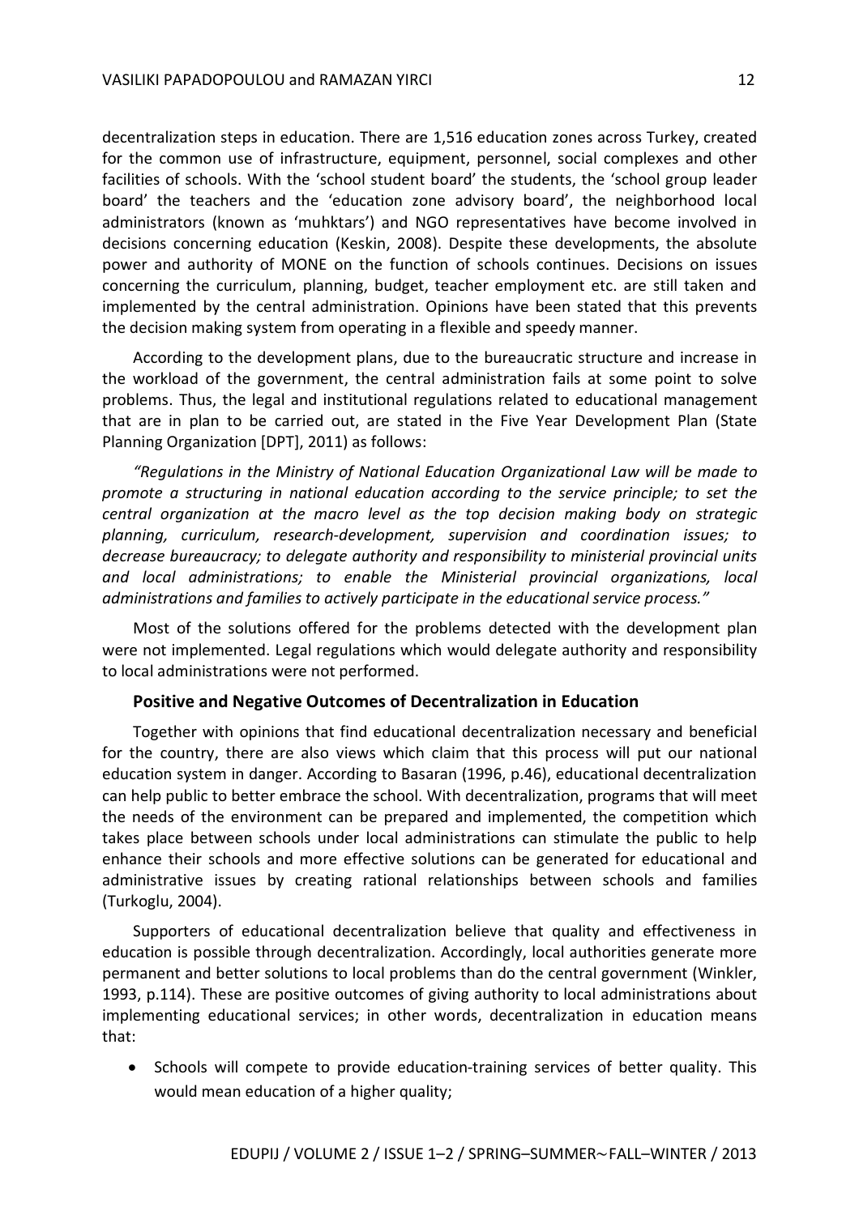decentralization steps in education. There are 1,516 education zones across Turkey, created for the common use of infrastructure, equipment, personnel, social complexes and other facilities of schools. With the 'school student board' the students, the 'school group leader board' the teachers and the 'education zone advisory board', the neighborhood local administrators (known as 'muhktars') and NGO representatives have become involved in decisions concerning education (Keskin, 2008). Despite these developments, the absolute power and authority of MONE on the function of schools continues. Decisions on issues concerning the curriculum, planning, budget, teacher employment etc. are still taken and implemented by the central administration. Opinions have been stated that this prevents the decision making system from operating in a flexible and speedy manner.

According to the development plans, due to the bureaucratic structure and increase in the workload of the government, the central administration fails at some point to solve problems. Thus, the legal and institutional regulations related to educational management that are in plan to be carried out, are stated in the Five Year Development Plan (State Planning Organization [DPT], 2011) as follows:

*"Regulations in the Ministry of National Education Organizational Law will be made to promote a structuring in national education according to the service principle; to set the central organization at the macro level as the top decision making body on strategic planning, curriculum, research-development, supervision and coordination issues; to decrease bureaucracy; to delegate authority and responsibility to ministerial provincial units and local administrations; to enable the Ministerial provincial organizations, local administrations and families to actively participate in the educational service process."*

Most of the solutions offered for the problems detected with the development plan were not implemented. Legal regulations which would delegate authority and responsibility to local administrations were not performed.

### Positive and Negative Outcomes of Decentralization in Education

Together with opinions that find educational decentralization necessary and beneficial for the country, there are also views which claim that this process will put our national education system in danger. According to Basaran (1996, p.46), educational decentralization can help public to better embrace the school. With decentralization, programs that will meet the needs of the environment can be prepared and implemented, the competition which takes place between schools under local administrations can stimulate the public to help enhance their schools and more effective solutions can be generated for educational and administrative issues by creating rational relationships between schools and families (Turkoglu, 2004).

Supporters of educational decentralization believe that quality and effectiveness in education is possible through decentralization. Accordingly, local authorities generate more permanent and better solutions to local problems than do the central government (Winkler, 1993, p.114). These are positive outcomes of giving authority to local administrations about implementing educational services; in other words, decentralization in education means that:

- Schools will compete to provide education-training services of better quality. This would mean education of a higher quality;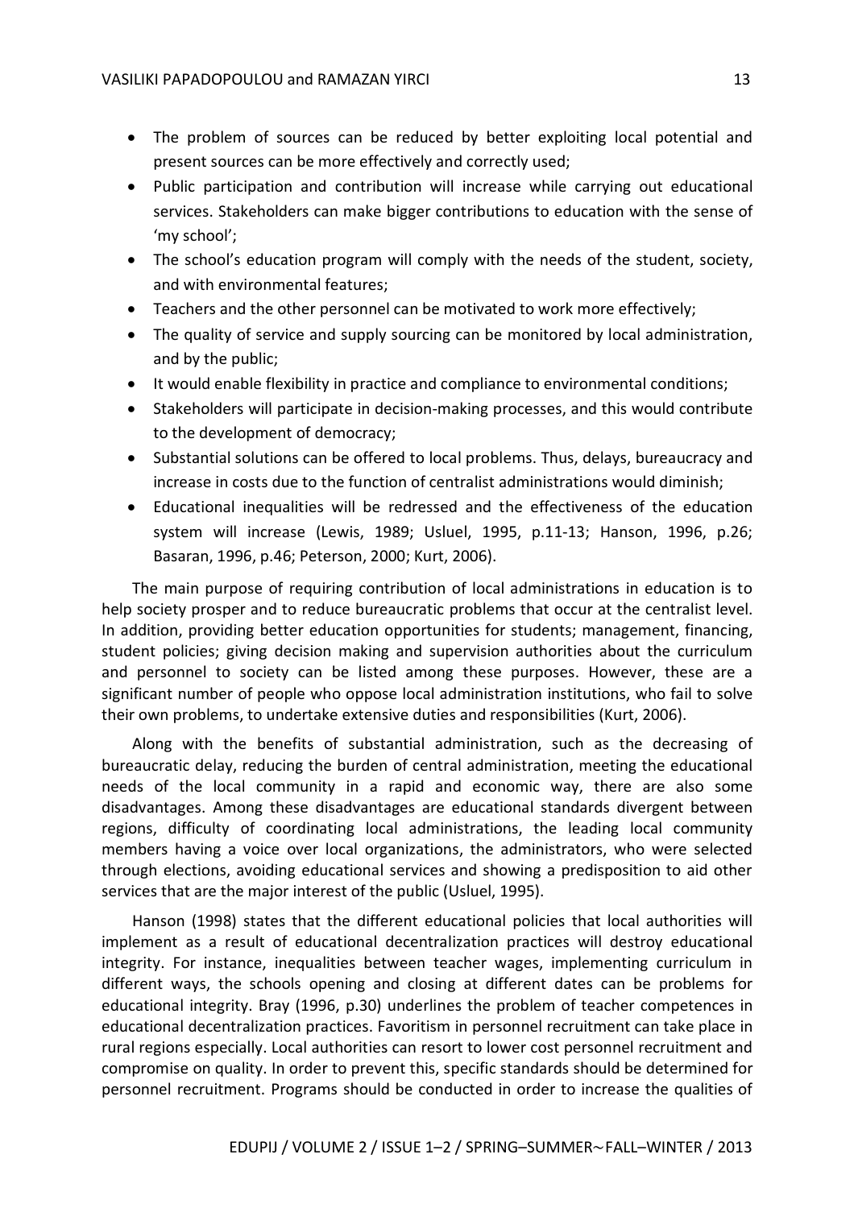- The problem of sources can be reduced by better exploiting local potential and present sources can be more effectively and correctly used;
- Public participation and contribution will increase while carrying out educational services. Stakeholders can make bigger contributions to education with the sense of 'my school';
- The school's education program will comply with the needs of the student, society, and with environmental features;
- Teachers and the other personnel can be motivated to work more effectively;
- The quality of service and supply sourcing can be monitored by local administration, and by the public;
- It would enable flexibility in practice and compliance to environmental conditions;
- Stakeholders will participate in decision-making processes, and this would contribute to the development of democracy;
- Substantial solutions can be offered to local problems. Thus, delays, bureaucracy and increase in costs due to the function of centralist administrations would diminish;
- Educational inequalities will be redressed and the effectiveness of the education system will increase (Lewis, 1989; Usluel, 1995, p.11-13; Hanson, 1996, p.26; Basaran, 1996, p.46; Peterson, 2000; Kurt, 2006).

The main purpose of requiring contribution of local administrations in education is to help society prosper and to reduce bureaucratic problems that occur at the centralist level. In addition, providing better education opportunities for students; management, financing, student policies; giving decision making and supervision authorities about the curriculum and personnel to society can be listed among these purposes. However, these are a significant number of people who oppose local administration institutions, who fail to solve their own problems, to undertake extensive duties and responsibilities (Kurt, 2006).

Along with the benefits of substantial administration, such as the decreasing of bureaucratic delay, reducing the burden of central administration, meeting the educational needs of the local community in a rapid and economic way, there are also some disadvantages. Among these disadvantages are educational standards divergent between regions, difficulty of coordinating local administrations, the leading local community members having a voice over local organizations, the administrators, who were selected through elections, avoiding educational services and showing a predisposition to aid other services that are the major interest of the public (Usluel, 1995).

Hanson (1998) states that the different educational policies that local authorities will implement as a result of educational decentralization practices will destroy educational integrity. For instance, inequalities between teacher wages, implementing curriculum in different ways, the schools opening and closing at different dates can be problems for educational integrity. Bray (1996, p.30) underlines the problem of teacher competences in educational decentralization practices. Favoritism in personnel recruitment can take place in rural regions especially. Local authorities can resort to lower cost personnel recruitment and compromise on quality. In order to prevent this, specific standards should be determined for personnel recruitment. Programs should be conducted in order to increase the qualities of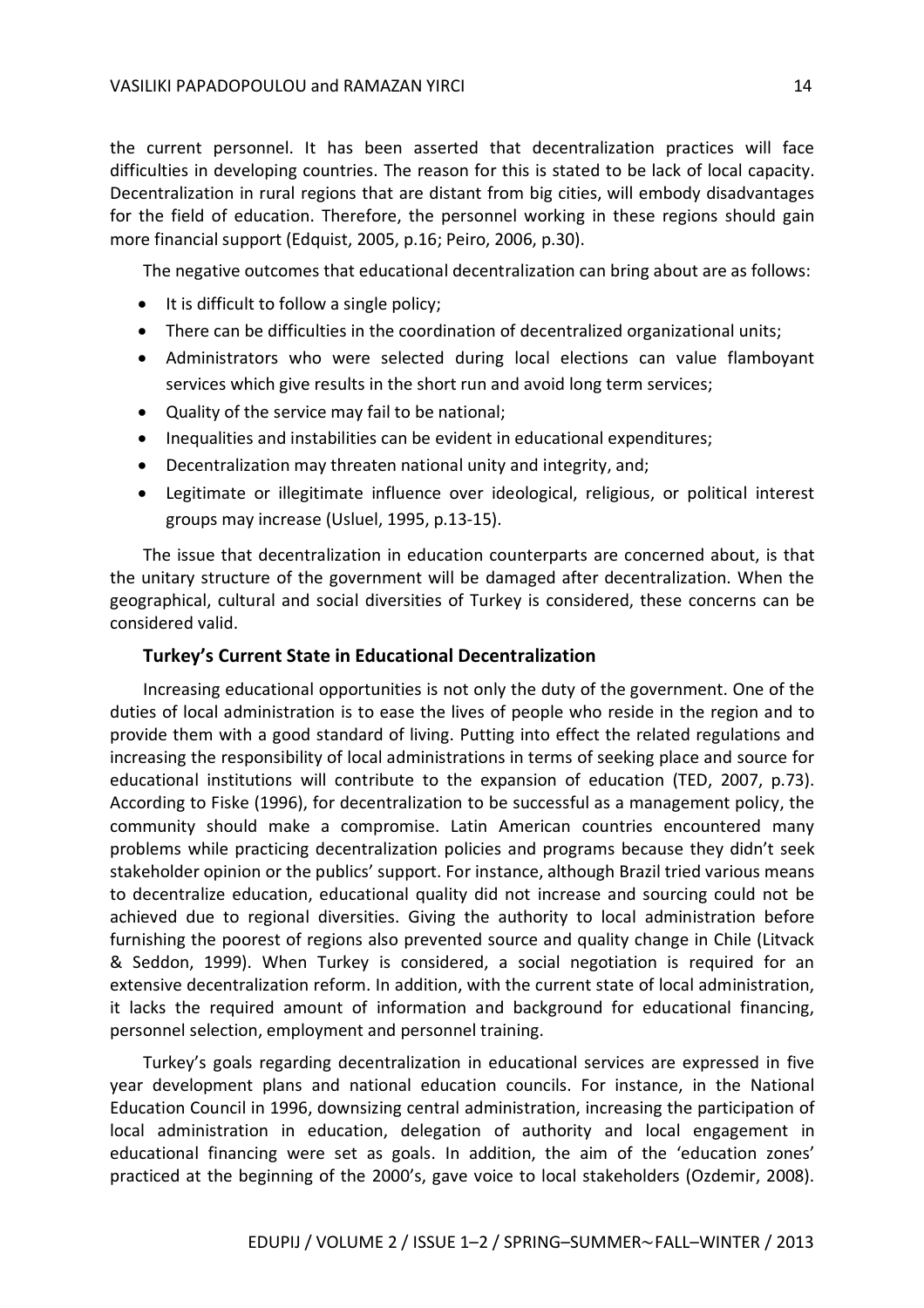the current personnel. It has been asserted that decentralization practices will face difficulties in developing countries. The reason for this is stated to be lack of local capacity. Decentralization in rural regions that are distant from big cities, will embody disadvantages for the field of education. Therefore, the personnel working in these regions should gain more financial support (Edquist, 2005, p.16; Peiro, 2006, p.30).

The negative outcomes that educational decentralization can bring about are as follows:

- It is difficult to follow a single policy;
- There can be difficulties in the coordination of decentralized organizational units;
- Administrators who were selected during local elections can value flamboyant services which give results in the short run and avoid long term services;
- Quality of the service may fail to be national;
- Inequalities and instabilities can be evident in educational expenditures;
- Decentralization may threaten national unity and integrity, and;
- Legitimate or illegitimate influence over ideological, religious, or political interest groups may increase (Usluel, 1995, p.13-15).

The issue that decentralization in education counterparts are concerned about, is that the unitary structure of the government will be damaged after decentralization. When the geographical, cultural and social diversities of Turkey is considered, these concerns can be considered valid.

## Turkey's Current State in Educational Decentralization

Increasing educational opportunities is not only the duty of the government. One of the duties of local administration is to ease the lives of people who reside in the region and to provide them with a good standard of living. Putting into effect the related regulations and increasing the responsibility of local administrations in terms of seeking place and source for educational institutions will contribute to the expansion of education (TED, 2007, p.73). According to Fiske (1996), for decentralization to be successful as a management policy, the community should make a compromise. Latin American countries encountered many problems while practicing decentralization policies and programs because they didn't seek stakeholder opinion or the publics' support. For instance, although Brazil tried various means to decentralize education, educational quality did not increase and sourcing could not be achieved due to regional diversities. Giving the authority to local administration before furnishing the poorest of regions also prevented source and quality change in Chile (Litvack & Seddon, 1999). When Turkey is considered, a social negotiation is required for an extensive decentralization reform. In addition, with the current state of local administration, it lacks the required amount of information and background for educational financing, personnel selection, employment and personnel training.

Turkey's goals regarding decentralization in educational services are expressed in five year development plans and national education councils. For instance, in the National Education Council in 1996, downsizing central administration, increasing the participation of local administration in education, delegation of authority and local engagement in educational financing were set as goals. In addition, the aim of the 'education zones' practiced at the beginning of the 2000's, gave voice to local stakeholders (Ozdemir, 2008).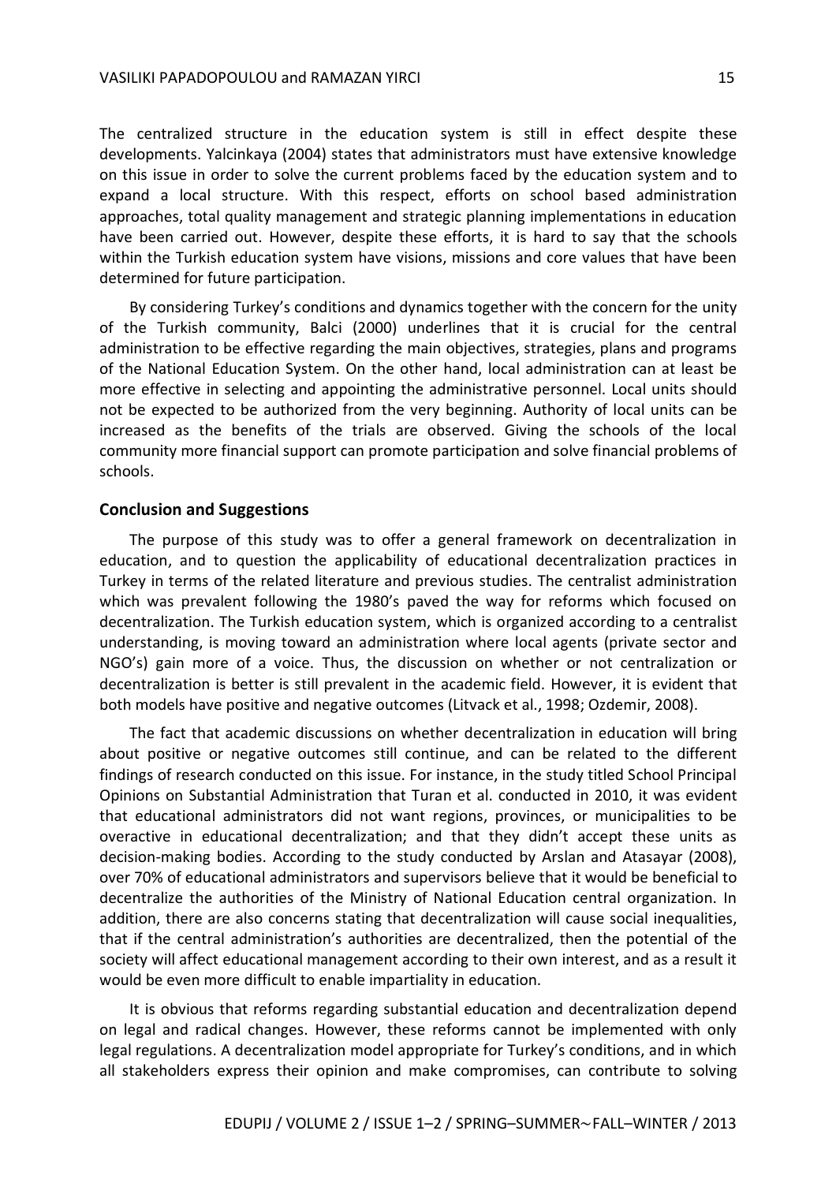The centralized structure in the education system is still in effect despite these developments. Yalcinkaya (2004) states that administrators must have extensive knowledge on this issue in order to solve the current problems faced by the education system and to expand a local structure. With this respect, efforts on school based administration approaches, total quality management and strategic planning implementations in education have been carried out. However, despite these efforts, it is hard to say that the schools within the Turkish education system have visions, missions and core values that have been determined for future participation.

By considering Turkey's conditions and dynamics together with the concern for the unity of the Turkish community, Balci (2000) underlines that it is crucial for the central administration to be effective regarding the main objectives, strategies, plans and programs of the National Education System. On the other hand, local administration can at least be more effective in selecting and appointing the administrative personnel. Local units should not be expected to be authorized from the very beginning. Authority of local units can be increased as the benefits of the trials are observed. Giving the schools of the local community more financial support can promote participation and solve financial problems of schools.

## Conclusion and Suggestions

The purpose of this study was to offer a general framework on decentralization in education, and to question the applicability of educational decentralization practices in Turkey in terms of the related literature and previous studies. The centralist administration which was prevalent following the 1980's paved the way for reforms which focused on decentralization. The Turkish education system, which is organized according to a centralist understanding, is moving toward an administration where local agents (private sector and NGO's) gain more of a voice. Thus, the discussion on whether or not centralization or decentralization is better is still prevalent in the academic field. However, it is evident that both models have positive and negative outcomes (Litvack et al., 1998; Ozdemir, 2008).

The fact that academic discussions on whether decentralization in education will bring about positive or negative outcomes still continue, and can be related to the different findings of research conducted on this issue. For instance, in the study titled School Principal Opinions on Substantial Administration that Turan et al. conducted in 2010, it was evident that educational administrators did not want regions, provinces, or municipalities to be overactive in educational decentralization; and that they didn't accept these units as decision-making bodies. According to the study conducted by Arslan and Atasayar (2008), over 70% of educational administrators and supervisors believe that it would be beneficial to decentralize the authorities of the Ministry of National Education central organization. In addition, there are also concerns stating that decentralization will cause social inequalities, that if the central administration's authorities are decentralized, then the potential of the society will affect educational management according to their own interest, and as a result it would be even more difficult to enable impartiality in education.

It is obvious that reforms regarding substantial education and decentralization depend on legal and radical changes. However, these reforms cannot be implemented with only legal regulations. A decentralization model appropriate for Turkey's conditions, and in which all stakeholders express their opinion and make compromises, can contribute to solving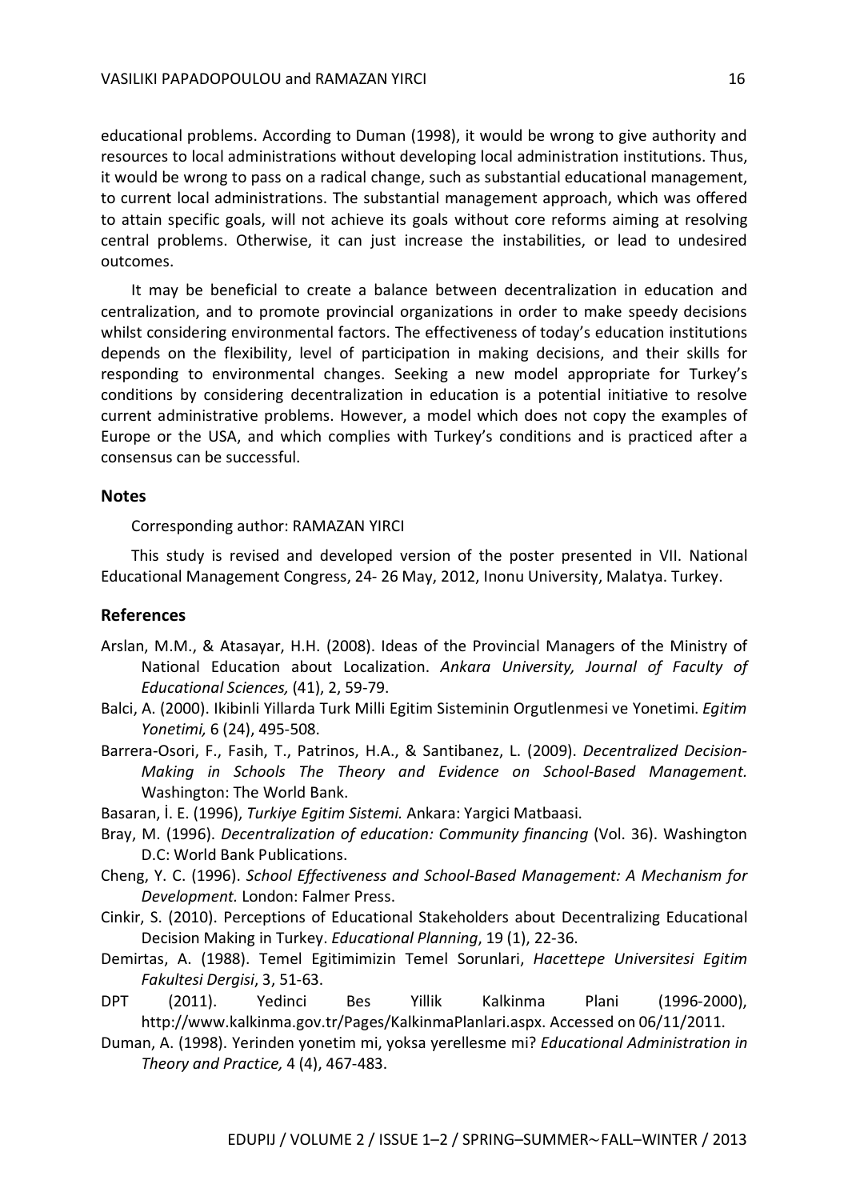educational problems. According to Duman (1998), it would be wrong to give authority and resources to local administrations without developing local administration institutions. Thus, it would be wrong to pass on a radical change, such as substantial educational management, to current local administrations. The substantial management approach, which was offered to attain specific goals, will not achieve its goals without core reforms aiming at resolving central problems. Otherwise, it can just increase the instabilities, or lead to undesired outcomes.

It may be beneficial to create a balance between decentralization in education and centralization, and to promote provincial organizations in order to make speedy decisions whilst considering environmental factors. The effectiveness of today's education institutions depends on the flexibility, level of participation in making decisions, and their skills for responding to environmental changes. Seeking a new model appropriate for Turkey's conditions by considering decentralization in education is a potential initiative to resolve current administrative problems. However, a model which does not copy the examples of Europe or the USA, and which complies with Turkey's conditions and is practiced after a consensus can be successful.

### Notes

Corresponding author: RAMAZAN YIRCI

This study is revised and developed version of the poster presented in VII. National Educational Management Congress, 24- 26 May, 2012, Inonu University, Malatya. Turkey.

## References

Arslan, M.M., & Atasayar, H.H. (2008). Ideas of the Provincial Managers of the Ministry of National Education about Localization. *Ankara University, Journal of Faculty of Educational Sciences,* (41), 2, 59-79.

Balci, A. (2000). Ikibinli Yillarda Turk Milli Egitim Sisteminin Orgutlenmesi ve Yonetimi. *Egitim Yonetimi,* 6 (24), 495-508.

Barrera-Osori, F., Fasih, T., Patrinos, H.A., & Santibanez, L. (2009). *Decentralized Decision-Making in Schools The Theory and Evidence on School-Based Management.* Washington: The World Bank.

Basaran, İ. E. (1996), *Turkiye Egitim Sistemi.* Ankara: Yargici Matbaasi.

Bray, M. (1996). *Decentralization of education: Community financing* (Vol. 36). Washington D.C: World Bank Publications.

Cheng, Y. C. (1996). *School Effectiveness and School-Based Management: A Mechanism for Development.* London: Falmer Press.

Cinkir, S. (2010). Perceptions of Educational Stakeholders about Decentralizing Educational Decision Making in Turkey. *Educational Planning*, 19 (1), 22-36.

Demirtas, A. (1988). Temel Egitimimizin Temel Sorunlari, *Hacettepe Universitesi Egitim Fakultesi Dergisi*, 3, 51-63.

DPT (2011). Yedinci Bes Yillik Kalkinma Plani (1996-2000), http://www.kalkinma.gov.tr/Pages/KalkinmaPlanlari.aspx. Accessed on 06/11/2011.

Duman, A. (1998). Yerinden yonetim mi, yoksa yerellesme mi? *Educational Administration in Theory and Practice,* 4 (4), 467-483.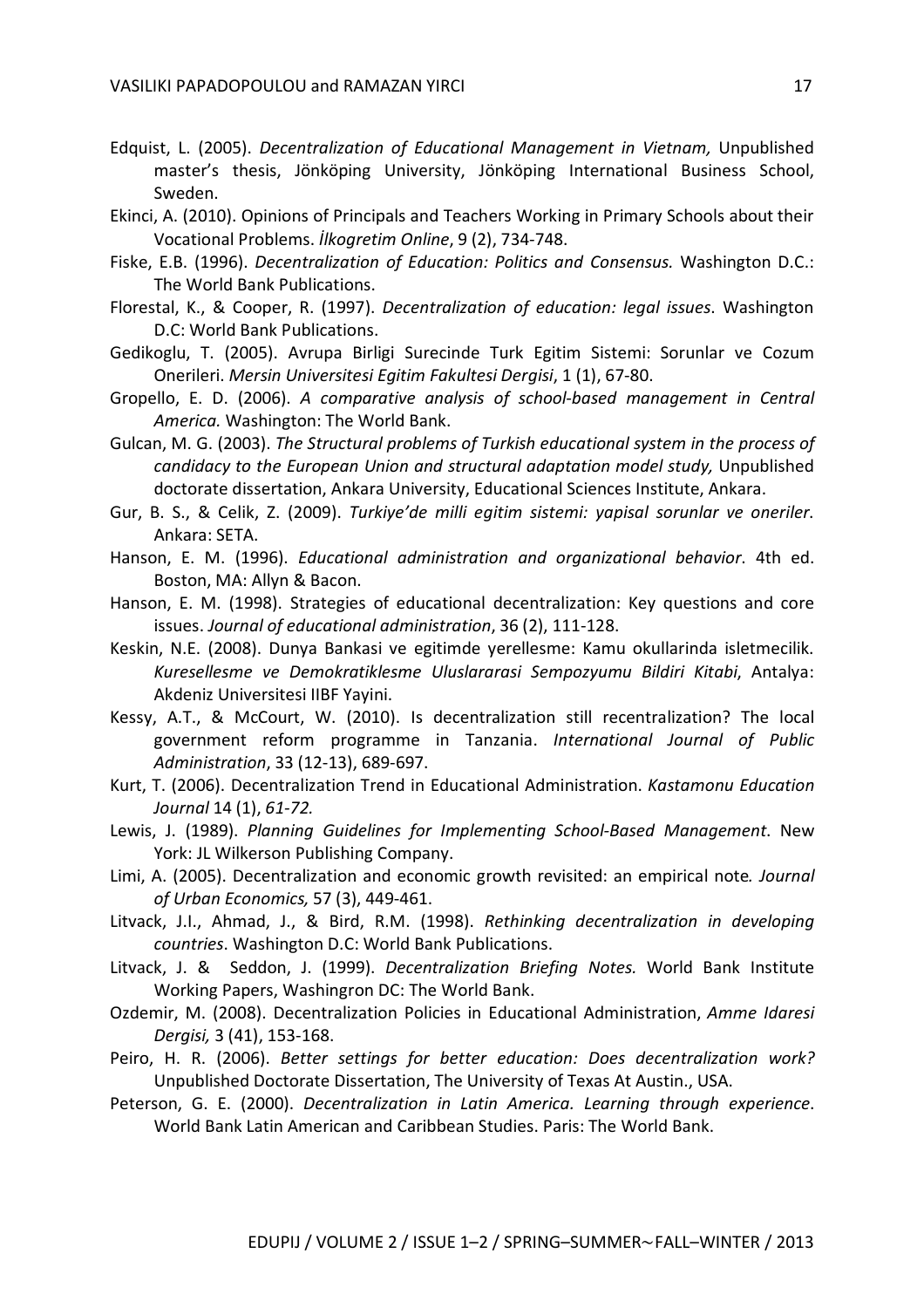Edquist, L. (2005). *Decentralization of Educational Management in Vietnam,* Unpublished master's thesis, Jönköping University, Jönköping International Business School, Sweden.

Ekinci, A. (2010). Opinions of Principals and Teachers Working in Primary Schools about their Vocational Problems. *İlkogretim Online*, 9 (2), 734-748.

Fiske, E.B. (1996). *Decentralization of Education: Politics and Consensus.* Washington D.C.: The World Bank Publications.

Florestal, K., & Cooper, R. (1997). *Decentralization of education: legal issues*. Washington D.C: World Bank Publications.

Gedikoglu, T. (2005). Avrupa Birligi Surecinde Turk Egitim Sistemi: Sorunlar ve Cozum Onerileri. *Mersin Universitesi Egitim Fakultesi Dergisi*, 1 (1), 67-80.

Gropello, E. D. (2006). *A comparative analysis of school-based management in Central America.* Washington: The World Bank.

Gulcan, M. G. (2003). *The Structural problems of Turkish educational system in the process of candidacy to the European Union and structural adaptation model study,* Unpublished doctorate dissertation, Ankara University, Educational Sciences Institute, Ankara.

Gur, B. S., & Celik, Z. (2009). *Turkiye'de milli egitim sistemi: yapisal sorunlar ve oneriler*. Ankara: SETA.

Hanson, E. M. (1996). *Educational administration and organizational behavior*. 4th ed. Boston, MA: Allyn & Bacon.

Hanson, E. M. (1998). Strategies of educational decentralization: Key questions and core issues. *Journal of educational administration*, 36 (2), 111-128.

Keskin, N.E. (2008). Dunya Bankasi ve egitimde yerellesme: Kamu okullarinda isletmecilik. *Kuresellesme ve Demokratiklesme Uluslararasi Sempozyumu Bildiri Kitabi*, Antalya: Akdeniz Universitesi IIBF Yayini.

Kessy, A.T., & McCourt, W. (2010). Is decentralization still recentralization? The local government reform programme in Tanzania. *International Journal of Public Administration*, 33 (12-13), 689-697.

Kurt, T. (2006). Decentralization Trend in Educational Administration. *Kastamonu Education Journal* 14 (1), *61-72.*

Lewis, J. (1989). *Planning Guidelines for Implementing School-Based Management*. New York: JL Wilkerson Publishing Company.

Limi, A. (2005). Decentralization and economic growth revisited: an empirical note*. Journal of Urban Economics,* 57 (3), 449-461.

Litvack, J.I., Ahmad, J., & Bird, R.M. (1998). *Rethinking decentralization in developing countries*. Washington D.C: World Bank Publications.

Litvack, J. & Seddon, J. (1999). *Decentralization Briefing Notes.* World Bank Institute Working Papers, Washingron DC: The World Bank.

Ozdemir, M. (2008). Decentralization Policies in Educational Administration, *Amme Idaresi Dergisi,* 3 (41), 153-168.

Peiro, H. R. (2006). *Better settings for better education: Does decentralization work?* Unpublished Doctorate Dissertation, The University of Texas At Austin., USA.

Peterson, G. E. (2000). *Decentralization in Latin America. Learning through experience*. World Bank Latin American and Caribbean Studies. Paris: The World Bank.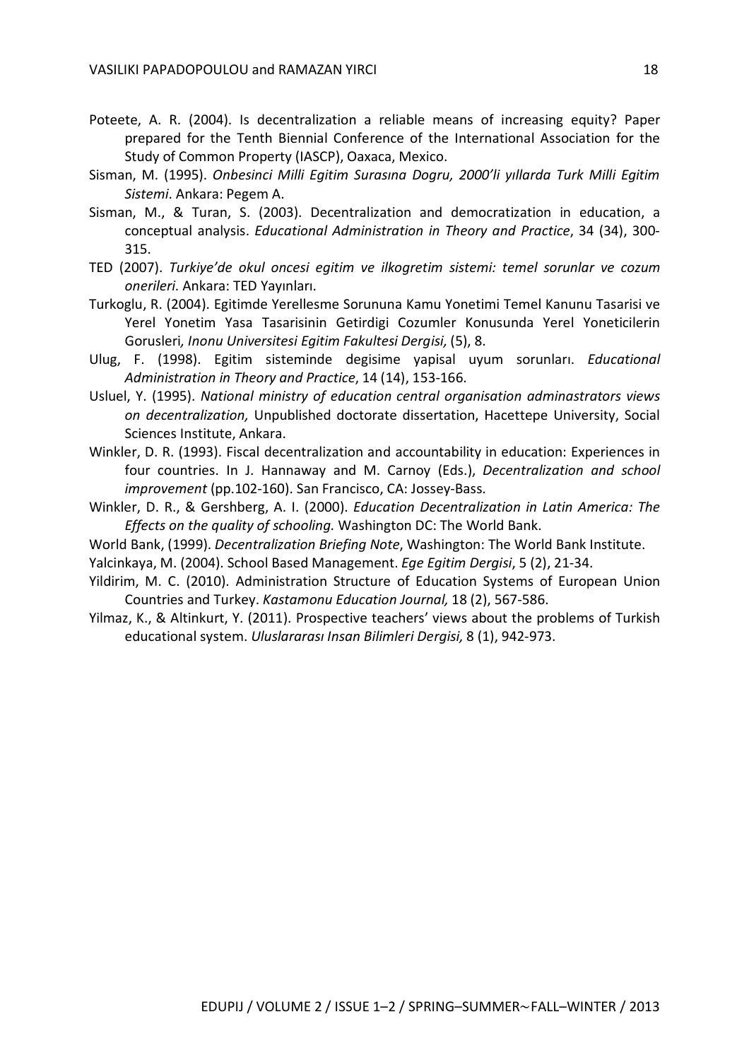Poteete, A. R. (2004). Is decentralization a reliable means of increasing equity? Paper prepared for the Tenth Biennial Conference of the International Association for the Study of Common Property (IASCP), Oaxaca, Mexico.

Sisman, M. (1995). *Onbesinci Milli Egitim Surasına Dogru, 2000'li yıllarda Turk Milli Egitim Sistemi*. Ankara: Pegem A.

Sisman, M., & Turan, S. (2003). Decentralization and democratization in education, a conceptual analysis. *Educational Administration in Theory and Practice*, 34 (34), 300-315.

TED (2007). *Turkiye'de okul oncesi egitim ve ilkogretim sistemi: temel sorunlar ve cozum onerileri*. Ankara: TED Yayınları.

Turkoglu, R. (2004). Egitimde Yerellesme Sorununa Kamu Yonetimi Temel Kanunu Tasarisi ve Yerel Yonetim Yasa Tasarisinin Getirdigi Cozumler Konusunda Yerel Yoneticilerin Gorusleri*, Inonu Universitesi Egitim Fakultesi Dergisi,* (5), 8.

Ulug, F. (1998). Egitim sisteminde degisime yapisal uyum sorunları. *Educational Administration in Theory and Practice*, 14 (14), 153-166.

Usluel, Y. (1995). *National ministry of education central organisation adminastrators views on decentralization,* Unpublished doctorate dissertation, Hacettepe University, Social Sciences Institute, Ankara.

Winkler, D. R. (1993). Fiscal decentralization and accountability in education: Experiences in four countries. In J. Hannaway and M. Carnoy (Eds.), *Decentralization and school improvement* (pp.102-160). San Francisco, CA: Jossey-Bass.

Winkler, D. R., & Gershberg, A. I. (2000). *Education Decentralization in Latin America: The Effects on the quality of schooling.* Washington DC: The World Bank.

World Bank, (1999). *Decentralization Briefing Note*, Washington: The World Bank Institute.

Yalcinkaya, M. (2004). School Based Management. *Ege Egitim Dergisi*, 5 (2), 21-34.

Yildirim, M. C. (2010). Administration Structure of Education Systems of European Union Countries and Turkey. *Kastamonu Education Journal,* 18 (2), 567-586.

Yilmaz, K., & Altinkurt, Y. (2011). Prospective teachers' views about the problems of Turkish educational system. *Uluslararası Insan Bilimleri Dergisi,* 8 (1), 942-973.